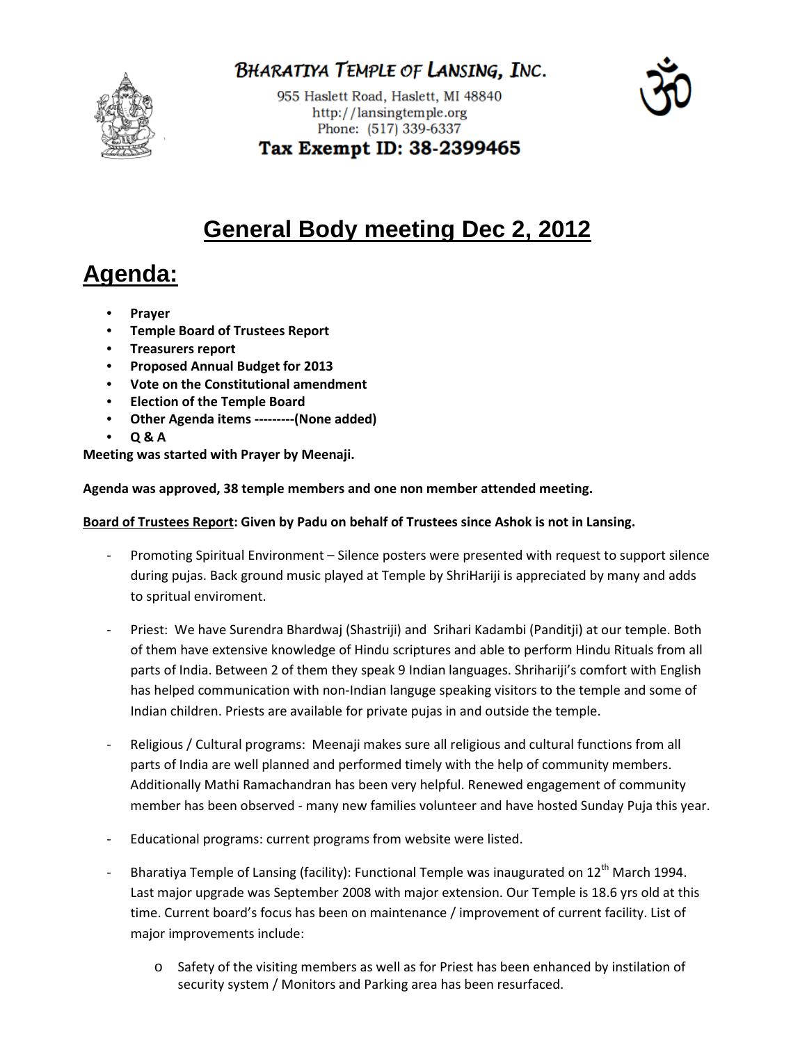# BHARATIYA TEMPLE OF LANSING, INC.

955 Haslett Road, Haslett, MI 48840
http://lansingtemple.org
Phone: (517) 339-6337

**Tax Exempt ID: 38-2399465**

# General Body meeting Dec 2, 2012

## Agenda:

- **Prayer**
- **Temple Board of Trustees Report**
- **Treasurers report**
- **Proposed Annual Budget for 2013**
- **Vote on the Constitutional amendment**
- **Election of the Temple Board**
- **Other Agenda items ---------(None added)**
- **Q & A**

**Meeting was started with Prayer by Meenaji.**

**Agenda was approved, 38 temple members and one non member attended meeting.**

**Board of Trustees Report: Given by Padu on behalf of Trustees since Ashok is not in Lansing.**

- Promoting Spiritual Environment – Silence posters were presented with request to support silence during pujas. Back ground music played at Temple by ShriHariji is appreciated by many and adds to spritual enviroment.
- Priest: We have Surendra Bhardwaj (Shastriji) and Srihari Kadambi (Panditji) at our temple. Both of them have extensive knowledge of Hindu scriptures and able to perform Hindu Rituals from all parts of India. Between 2 of them they speak 9 Indian languages. Shrihariji's comfort with English has helped communication with non-Indian languge speaking visitors to the temple and some of Indian children. Priests are available for private pujas in and outside the temple.
- Religious / Cultural programs: Meenaji makes sure all religious and cultural functions from all parts of India are well planned and performed timely with the help of community members. Additionally Mathi Ramachandran has been very helpful. Renewed engagement of community member has been observed - many new families volunteer and have hosted Sunday Puja this year.
- Educational programs: current programs from website were listed.
- Bharatiya Temple of Lansing (facility): Functional Temple was inaugurated on 12th March 1994. Last major upgrade was September 2008 with major extension. Our Temple is 18.6 yrs old at this time. Current board's focus has been on maintenance / improvement of current facility. List of major improvements include:
    - Safety of the visiting members as well as for Priest has been enhanced by instilation of security system / Monitors and Parking area has been resurfaced.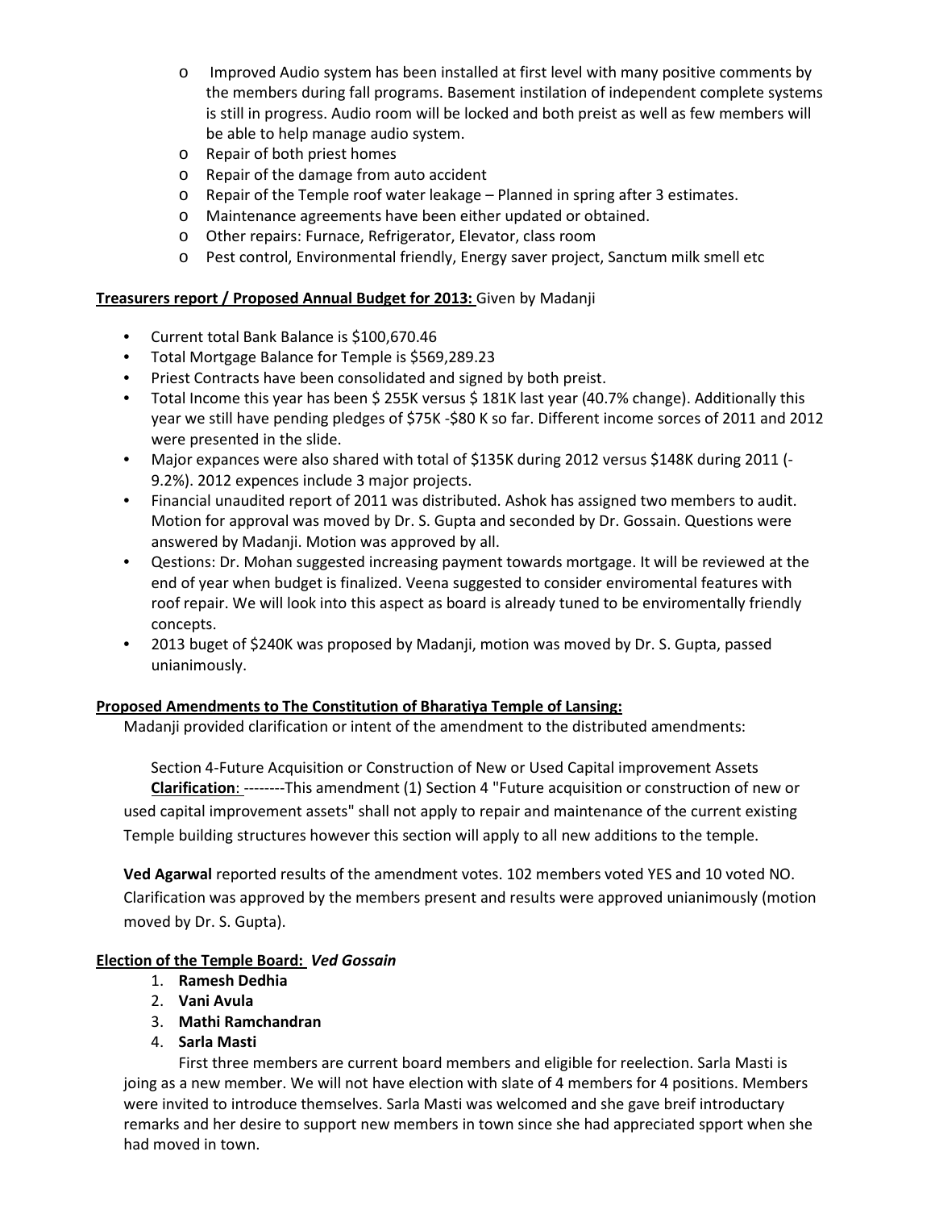- Improved Audio system has been installed at first level with many positive comments by the members during fall programs. Basement instilation of independent complete systems is still in progress. Audio room will be locked and both preist as well as few members will be able to help manage audio system.
- Repair of both priest homes
- Repair of the damage from auto accident
- Repair of the Temple roof water leakage – Planned in spring after 3 estimates.
- Maintenance agreements have been either updated or obtained.
- Other repairs: Furnace, Refrigerator, Elevator, class room
- Pest control, Environmental friendly, Energy saver project, Sanctum milk smell etc

**Treasurers report / Proposed Annual Budget for 2013:** Given by Madanji

- Current total Bank Balance is $100,670.46
- Total Mortgage Balance for Temple is $569,289.23
- Priest Contracts have been consolidated and signed by both preist.
- Total Income this year has been $ 255K versus $ 181K last year (40.7% change). Additionally this year we still have pending pledges of $75K -$80 K so far. Different income sorces of 2011 and 2012 were presented in the slide.
- Major expances were also shared with total of $135K during 2012 versus $148K during 2011 (-9.2%). 2012 expences include 3 major projects.
- Financial unaudited report of 2011 was distributed. Ashok has assigned two members to audit. Motion for approval was moved by Dr. S. Gupta and seconded by Dr. Gossain. Questions were answered by Madanji. Motion was approved by all.
- Qestions: Dr. Mohan suggested increasing payment towards mortgage. It will be reviewed at the end of year when budget is finalized. Veena suggested to consider enviromental features with roof repair. We will look into this aspect as board is already tuned to be enviromentally friendly concepts.
- 2013 buget of $240K was proposed by Madanji, motion was moved by Dr. S. Gupta, passed unianimously.

**Proposed Amendments to The Constitution of Bharatiya Temple of Lansing:**

Madanji provided clarification or intent of the amendment to the distributed amendments:

Section 4-Future Acquisition or Construction of New or Used Capital improvement Assets

**Clarification**: --------This amendment (1) Section 4 "Future acquisition or construction of new or used capital improvement assets" shall not apply to repair and maintenance of the current existing Temple building structures however this section will apply to all new additions to the temple.

**Ved Agarwal** reported results of the amendment votes. 102 members voted YES and 10 voted NO. Clarification was approved by the members present and results were approved unianimously (motion moved by Dr. S. Gupta).

**Election of the Temple Board:** ***Ved Gossain***

1. **Ramesh Dedhia**
2. **Vani Avula**
3. **Mathi Ramchandran**
4. **Sarla Masti**

First three members are current board members and eligible for reelection. Sarla Masti is joing as a new member. We will not have election with slate of 4 members for 4 positions. Members were invited to introduce themselves. Sarla Masti was welcomed and she gave breif introductary remarks and her desire to support new members in town since she had appreciated spport when she had moved in town.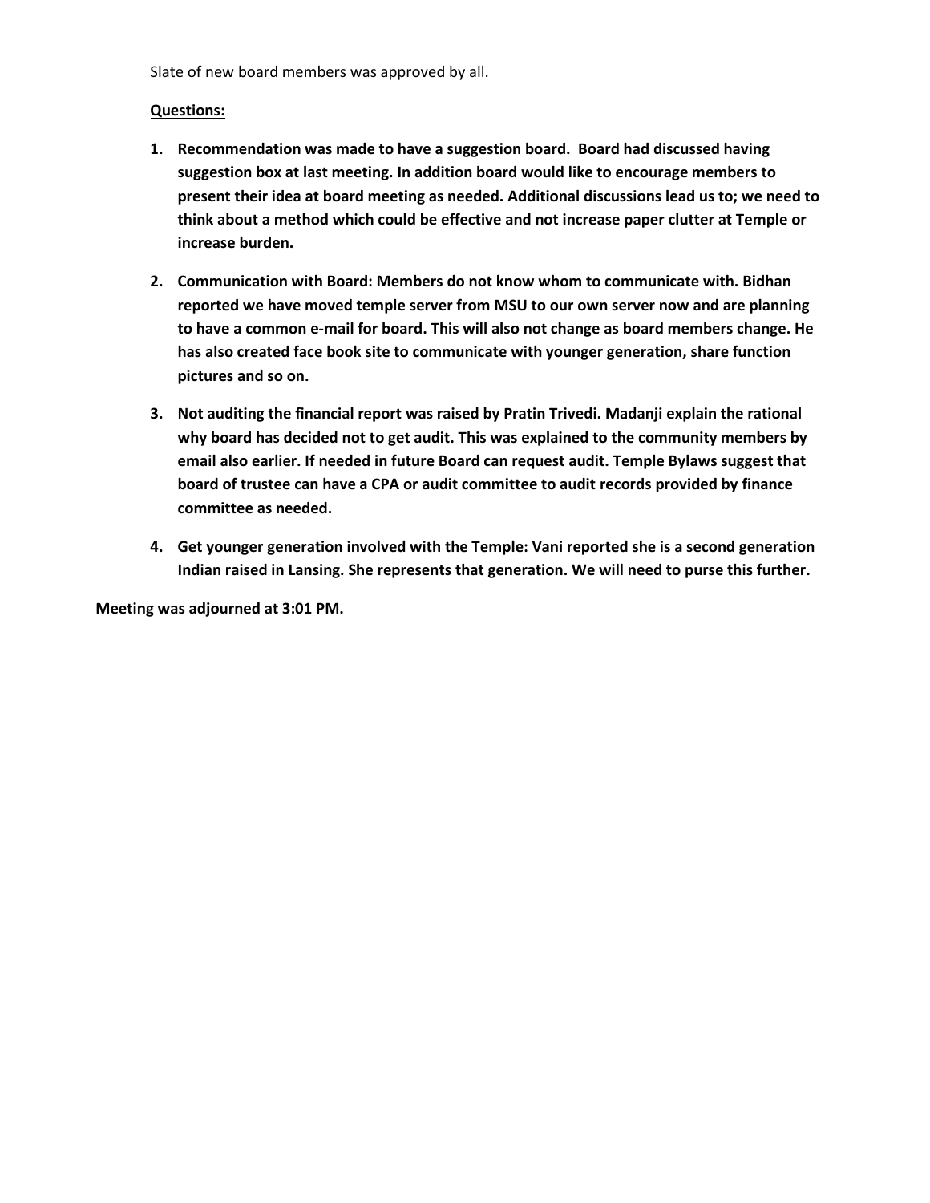Slate of new board members was approved by all.

**<u>Questions:</u>**

1. **Recommendation was made to have a suggestion board. Board had discussed having suggestion box at last meeting. In addition board would like to encourage members to present their idea at board meeting as needed. Additional discussions lead us to; we need to think about a method which could be effective and not increase paper clutter at Temple or increase burden.**

2. **Communication with Board: Members do not know whom to communicate with. Bidhan reported we have moved temple server from MSU to our own server now and are planning to have a common e-mail for board. This will also not change as board members change. He has also created face book site to communicate with younger generation, share function pictures and so on.**

3. **Not auditing the financial report was raised by Pratin Trivedi. Madanji explain the rational why board has decided not to get audit. This was explained to the community members by email also earlier. If needed in future Board can request audit. Temple Bylaws suggest that board of trustee can have a CPA or audit committee to audit records provided by finance committee as needed.**

4. **Get younger generation involved with the Temple: Vani reported she is a second generation Indian raised in Lansing. She represents that generation. We will need to purse this further.**

**Meeting was adjourned at 3:01 PM.**